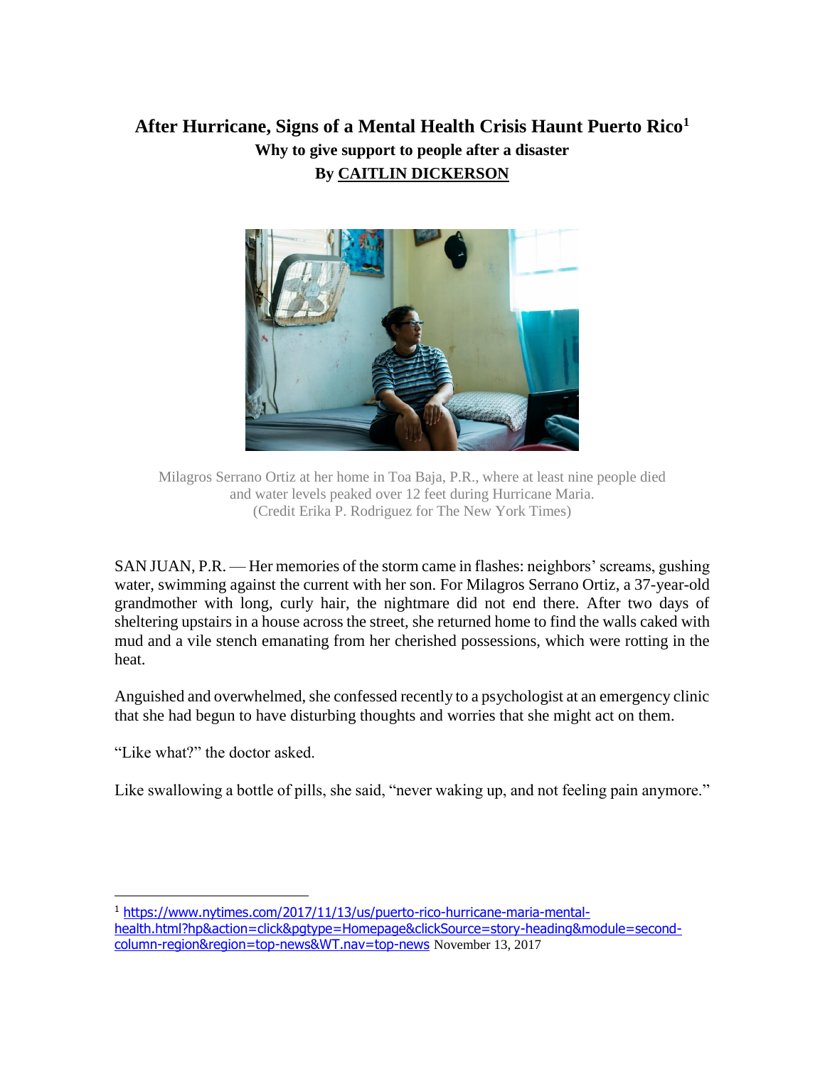# After Hurricane, Signs of a Mental Health Crisis Haunt Puerto Rico[1]

**Why to give support to people after a disaster**

**By CAITLIN DICKERSON**

Milagros Serrano Ortiz at her home in Toa Baja, P.R., where at least nine people died and water levels peaked over 12 feet during Hurricane Maria. (Credit Erika P. Rodriguez for The New York Times)

SAN JUAN, P.R. — Her memories of the storm came in flashes: neighbors' screams, gushing water, swimming against the current with her son. For Milagros Serrano Ortiz, a 37-year-old grandmother with long, curly hair, the nightmare did not end there. After two days of sheltering upstairs in a house across the street, she returned home to find the walls caked with mud and a vile stench emanating from her cherished possessions, which were rotting in the heat.

Anguished and overwhelmed, she confessed recently to a psychologist at an emergency clinic that she had begun to have disturbing thoughts and worries that she might act on them.

"Like what?" the doctor asked.

Like swallowing a bottle of pills, she said, "never waking up, and not feeling pain anymore."

---

[1] https://www.nytimes.com/2017/11/13/us/puerto-rico-hurricane-maria-mental-health.html?hp&action=click&pgtype=Homepage&clickSource=story-heading&module=second-column-region&region=top-news&WT.nav=top-news November 13, 2017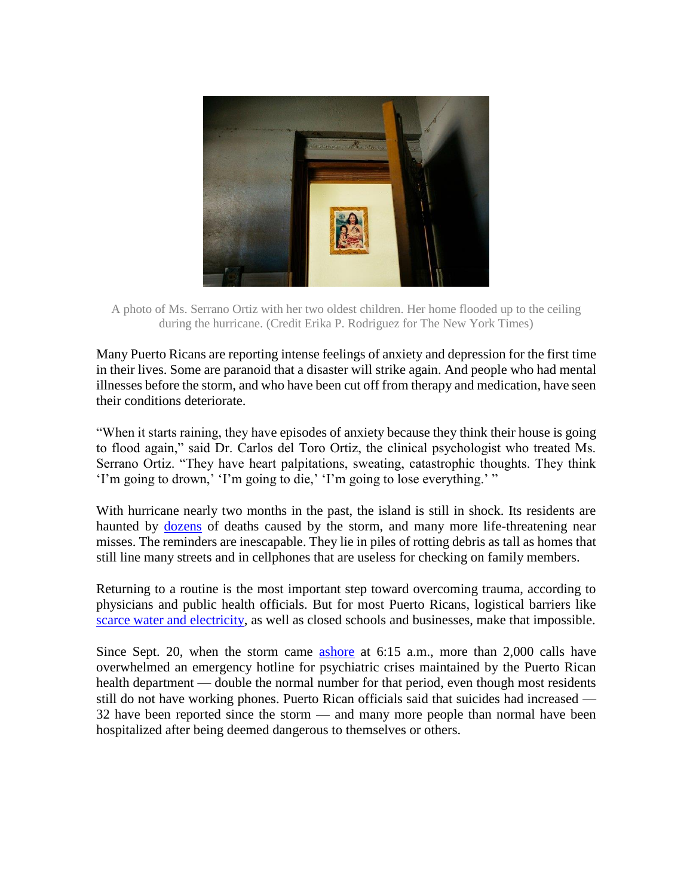A photo of Ms. Serrano Ortiz with her two oldest children. Her home flooded up to the ceiling during the hurricane. (Credit Erika P. Rodriguez for The New York Times)

Many Puerto Ricans are reporting intense feelings of anxiety and depression for the first time in their lives. Some are paranoid that a disaster will strike again. And people who had mental illnesses before the storm, and who have been cut off from therapy and medication, have seen their conditions deteriorate.

"When it starts raining, they have episodes of anxiety because they think their house is going to flood again," said Dr. Carlos del Toro Ortiz, the clinical psychologist who treated Ms. Serrano Ortiz. "They have heart palpitations, sweating, catastrophic thoughts. They think 'I'm going to drown,' 'I'm going to die,' 'I'm going to lose everything.' "

With hurricane nearly two months in the past, the island is still in shock. Its residents are haunted by dozens of deaths caused by the storm, and many more life-threatening near misses. The reminders are inescapable. They lie in piles of rotting debris as tall as homes that still line many streets and in cellphones that are useless for checking on family members.

Returning to a routine is the most important step toward overcoming trauma, according to physicians and public health officials. But for most Puerto Ricans, logistical barriers like scarce water and electricity, as well as closed schools and businesses, make that impossible.

Since Sept. 20, when the storm came ashore at 6:15 a.m., more than 2,000 calls have overwhelmed an emergency hotline for psychiatric crises maintained by the Puerto Rican health department — double the normal number for that period, even though most residents still do not have working phones. Puerto Rican officials said that suicides had increased — 32 have been reported since the storm — and many more people than normal have been hospitalized after being deemed dangerous to themselves or others.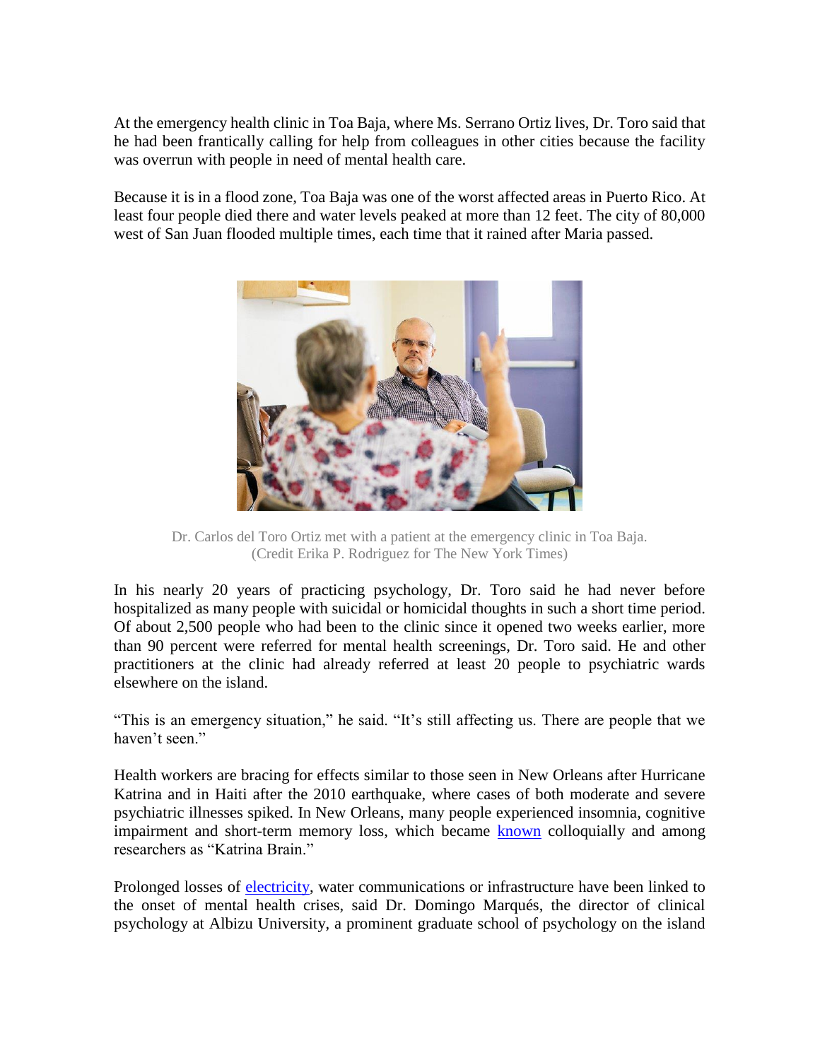At the emergency health clinic in Toa Baja, where Ms. Serrano Ortiz lives, Dr. Toro said that he had been frantically calling for help from colleagues in other cities because the facility was overrun with people in need of mental health care.

Because it is in a flood zone, Toa Baja was one of the worst affected areas in Puerto Rico. At least four people died there and water levels peaked at more than 12 feet. The city of 80,000 west of San Juan flooded multiple times, each time that it rained after Maria passed.

Dr. Carlos del Toro Ortiz met with a patient at the emergency clinic in Toa Baja. (Credit Erika P. Rodriguez for The New York Times)

In his nearly 20 years of practicing psychology, Dr. Toro said he had never before hospitalized as many people with suicidal or homicidal thoughts in such a short time period. Of about 2,500 people who had been to the clinic since it opened two weeks earlier, more than 90 percent were referred for mental health screenings, Dr. Toro said. He and other practitioners at the clinic had already referred at least 20 people to psychiatric wards elsewhere on the island.

"This is an emergency situation," he said. "It's still affecting us. There are people that we haven't seen."

Health workers are bracing for effects similar to those seen in New Orleans after Hurricane Katrina and in Haiti after the 2010 earthquake, where cases of both moderate and severe psychiatric illnesses spiked. In New Orleans, many people experienced insomnia, cognitive impairment and short-term memory loss, which became known colloquially and among researchers as "Katrina Brain."

Prolonged losses of electricity, water communications or infrastructure have been linked to the onset of mental health crises, said Dr. Domingo Marqués, the director of clinical psychology at Albizu University, a prominent graduate school of psychology on the island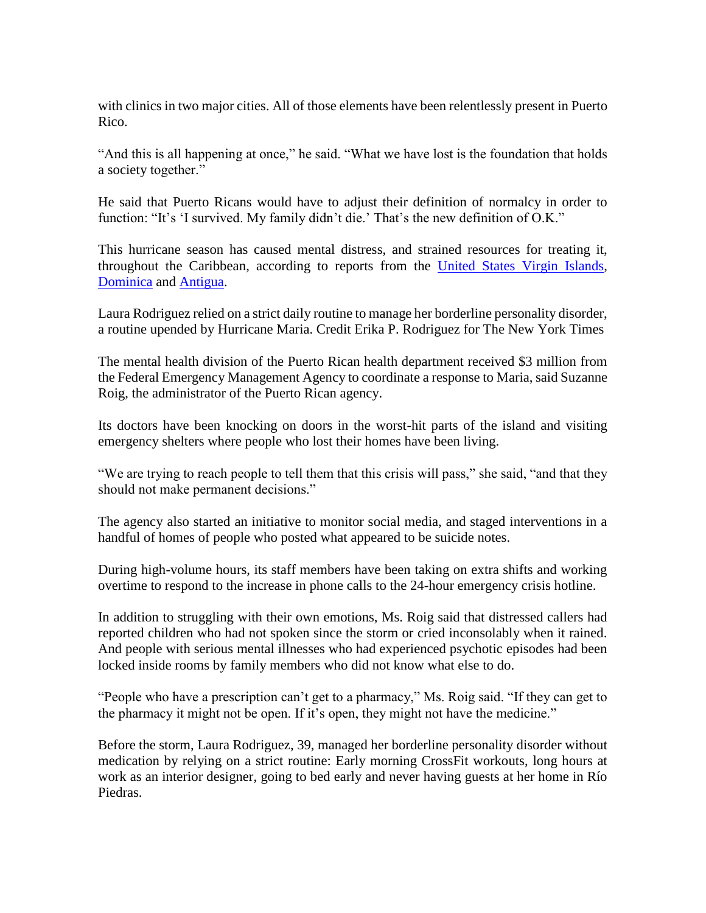with clinics in two major cities. All of those elements have been relentlessly present in Puerto Rico.

"And this is all happening at once," he said. "What we have lost is the foundation that holds a society together."

He said that Puerto Ricans would have to adjust their definition of normalcy in order to function: "It's 'I survived. My family didn't die.' That's the new definition of O.K."

This hurricane season has caused mental distress, and strained resources for treating it, throughout the Caribbean, according to reports from the United States Virgin Islands, Dominica and Antigua.

Laura Rodriguez relied on a strict daily routine to manage her borderline personality disorder, a routine upended by Hurricane Maria. Credit Erika P. Rodriguez for The New York Times

The mental health division of the Puerto Rican health department received $3 million from the Federal Emergency Management Agency to coordinate a response to Maria, said Suzanne Roig, the administrator of the Puerto Rican agency.

Its doctors have been knocking on doors in the worst-hit parts of the island and visiting emergency shelters where people who lost their homes have been living.

"We are trying to reach people to tell them that this crisis will pass," she said, "and that they should not make permanent decisions."

The agency also started an initiative to monitor social media, and staged interventions in a handful of homes of people who posted what appeared to be suicide notes.

During high-volume hours, its staff members have been taking on extra shifts and working overtime to respond to the increase in phone calls to the 24-hour emergency crisis hotline.

In addition to struggling with their own emotions, Ms. Roig said that distressed callers had reported children who had not spoken since the storm or cried inconsolably when it rained. And people with serious mental illnesses who had experienced psychotic episodes had been locked inside rooms by family members who did not know what else to do.

"People who have a prescription can't get to a pharmacy," Ms. Roig said. "If they can get to the pharmacy it might not be open. If it's open, they might not have the medicine."

Before the storm, Laura Rodriguez, 39, managed her borderline personality disorder without medication by relying on a strict routine: Early morning CrossFit workouts, long hours at work as an interior designer, going to bed early and never having guests at her home in Río Piedras.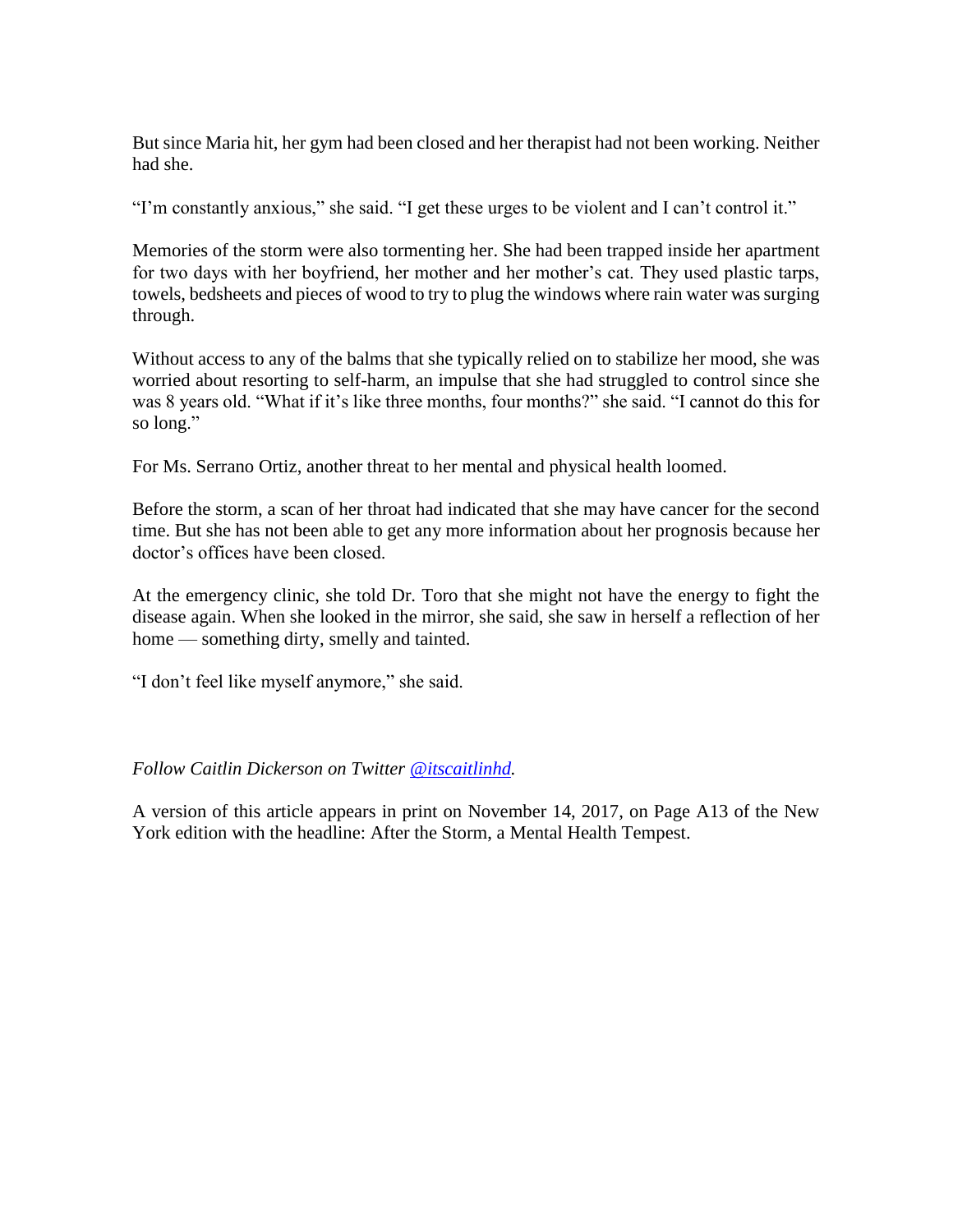But since Maria hit, her gym had been closed and her therapist had not been working. Neither had she.

"I'm constantly anxious," she said. "I get these urges to be violent and I can't control it."

Memories of the storm were also tormenting her. She had been trapped inside her apartment for two days with her boyfriend, her mother and her mother's cat. They used plastic tarps, towels, bedsheets and pieces of wood to try to plug the windows where rain water was surging through.

Without access to any of the balms that she typically relied on to stabilize her mood, she was worried about resorting to self-harm, an impulse that she had struggled to control since she was 8 years old. "What if it's like three months, four months?" she said. "I cannot do this for so long."

For Ms. Serrano Ortiz, another threat to her mental and physical health loomed.

Before the storm, a scan of her throat had indicated that she may have cancer for the second time. But she has not been able to get any more information about her prognosis because her doctor's offices have been closed.

At the emergency clinic, she told Dr. Toro that she might not have the energy to fight the disease again. When she looked in the mirror, she said, she saw in herself a reflection of her home — something dirty, smelly and tainted.

"I don't feel like myself anymore," she said.

*Follow Caitlin Dickerson on Twitter [@itscaitlinhd](https://twitter.com/itscaitlinhd).*

A version of this article appears in print on November 14, 2017, on Page A13 of the New York edition with the headline: After the Storm, a Mental Health Tempest.